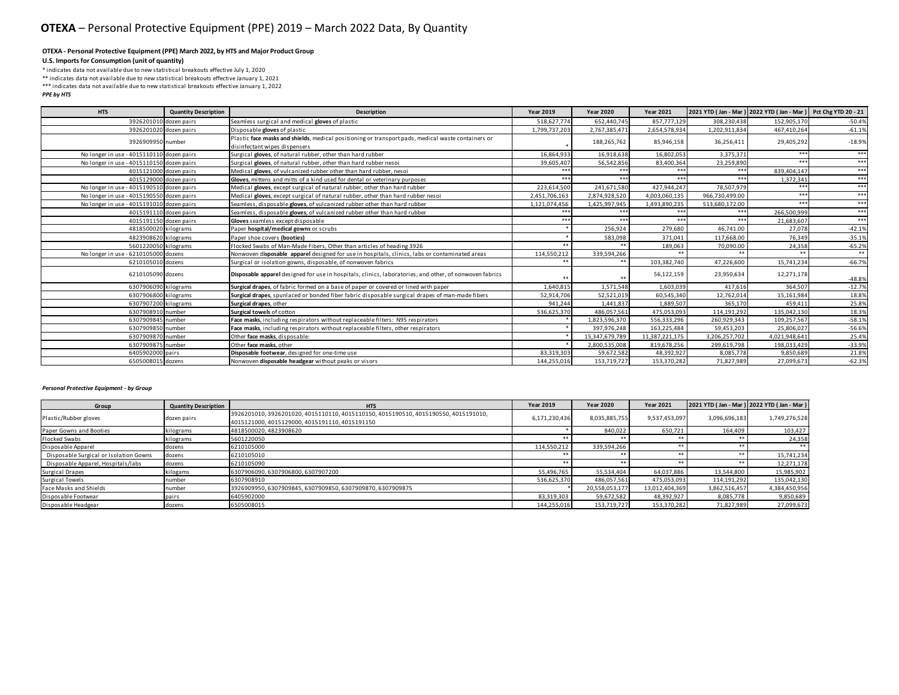# **OTEXA** – Personal Protective Equipment (PPE) 2019 – March 2022 Data, By Quantity

**OTEXA - Personal Protective Equipment (PPE) March 2022, by HTS and Major Product Group**

**U.S. Imports for Consumption (unit of quantity)**

* indicates data not available due to new statistical breakouts effective July 1, 2020

** indicates data not available due to new statistical breakouts effective January 1, 2021

*** indicates data not available due to new statistical breakouts effective January 1, 2022

***PPE by HTS***

| HTS | Quantity Description | Description | Year 2019 | Year 2020 | Year 2021 | 2021 YTD ( Jan - Mar ) | 2022 YTD ( Jan - Mar ) | Pct Chg YTD 20 - 21 |
|---|---|---|---|---|---|---|---|---|
| 3926201010 | dozen pairs | Seamless surgical and medical **gloves** of plastic | 518,627,774 | 652,440,745 | 857,777,129 | 308,230,438 | 152,905,170 | -50.4% |
| 3926201020 | dozen pairs | Disposable **gloves** of plastic | 1,799,737,203 | 2,767,385,471 | 2,654,578,934 | 1,202,911,834 | 467,410,264 | -61.1% |
| 3926909950 | number | Plastic **face masks and shields**, medical positioning or transport pads, medical waste containers or disinfectant wipes dispensers | * | 188,265,762 | 85,946,158 | 36,256,411 | 29,405,292 | -18.9% |
| No longer in use - 4015110110 | dozen pairs | Surgical **gloves**, of natural rubber, other than hard rubber | 16,864,933 | 16,918,638 | 16,802,053 | 3,375,371 | *** | *** |
| No longer in use - 4015110150 | dozen pairs | Surgical **gloves**, of natural rubber, other than hard rubber nesoi | 39,605,407 | 56,542,856 | 83,400,364 | 23,259,890 | *** | *** |
| 4015121000 | dozen pairs | Medical **gloves**, of vulcanized rubber other than hard rubber, nesoi | *** | *** | *** | *** | 839,404,147 | *** |
| 4015129000 | dozen pairs | **Gloves**, mittens and mitts of a kind used for dental or veterinary purposes | *** | *** | *** | *** | 1,372,341 | *** |
| No longer in use - 4015190510 | dozen pairs | Medical **gloves**, except surgical of natural rubber, other than hard rubber | 223,614,500 | 241,671,580 | 427,944,247 | 78,507,979 | *** | *** |
| No longer in use - 4015190550 | dozen pairs | Medical **gloves**, except surgical of natural rubber, other than hard rubber nesoi | 2,451,706,163 | 2,874,928,520 | 4,003,060,135 | 966,730,499.00 | *** | *** |
| No longer in use - 4015191010 | dozen pairs | Seamless, disposable **gloves**, of vulcanized rubber other than hard rubber | 1,121,074,456 | 1,425,997,945 | 1,493,890,235 | 513,680,172.00 | *** | *** |
| 4015191110 | dozen pairs | Seamless, disposable **gloves**, of vulcanized rubber other than hard rubber | *** | *** | *** | *** | 266,500,999 | *** |
| 4015191150 | dozen pairs | **Gloves** seamless except disposable | *** | *** | *** | *** | 21,683,607 | *** |
| 4818500020 | kilograms | Paper **hospital/medical gowns** or scrubs | * | 256,924 | 279,680 | 46,741.00 | 27,078 | -42.1% |
| 4823908620 | kilograms | Paper shoe covers **(booties)** | * | 583,098 | 371,041 | 117,668.00 | 76,349 | -35.1% |
| 5601220050 | kilograms | Flocked Swabs of Man-Made Fibers, Other than articles of heading 3926 | ** | ** | 189,063 | 70,090.00 | 24,358 | -65.2% |
| No longer in use - 6210105000 | dozens | Nonwoven **disposable apparel** designed for use in hospitals, clinics, labs or contaminated areas | 114,550,212 | 339,594,266 | ** | ** | ** | ** |
| 6210105010 | dozens | Surgical or isolation gowns, disposable, of nonwoven fabrics | ** | ** | 103,382,740 | 47,226,600 | 15,741,234 | -66.7% |
| 6210105090 | dozens | **Disposable apparel** designed for use in hospitals, clinics, laboratories, and other, of nonwoven fabrics | ** | ** | 56,122,159 | 23,950,634 | 12,271,178 | -48.8% |
| 6307906090 | kilograms | **Surgical drapes**, of fabric formed on a base of paper or covered or lined with paper | 1,640,815 | 1,571,548 | 1,603,039 | 417,616 | 364,507 | -12.7% |
| 6307906800 | kilograms | **Surgical drapes**, spunlaced or bonded fiber fabric disposable surgical drapes of man-made fibers | 52,914,706 | 52,521,019 | 60,545,340 | 12,762,014 | 15,161,984 | 18.8% |
| 6307907200 | kilograms | **Surgical drapes**, other | 941,244 | 1,441,837 | 1,889,507 | 365,170 | 459,411 | 25.8% |
| 6307908910 | number | **Surgical towels** of cotton | 536,625,370 | 486,057,561 | 475,053,093 | 114,191,292 | 135,042,130 | 18.3% |
| 6307909845 | number | **Face masks**, including respirators without replaceable filters: N95 respirators | * | 1,823,596,370 | 556,333,296 | 260,929,343 | 109,257,567 | -58.1% |
| 6307909850 | number | **Face masks**, including respirators without replaceable filters, other respirators | * | 397,976,248 | 163,225,484 | 59,453,203 | 25,806,027 | -56.6% |
| 6307909870 | number | Other **face masks**, disposable: | * | 15,347,679,789 | 11,387,221,175 | 3,206,257,702 | 4,021,948,641 | 25.4% |
| 6307909875 | number | Other **face masks**, other | * | 2,800,535,008 | 819,678,256 | 299,619,798 | 198,033,429 | -33.9% |
| 6405902000 | pairs | **Disposable footwear**, designed for one-time use | 83,319,303 | 59,672,582 | 48,392,927 | 8,085,778 | 9,850,689 | 21.8% |
| 6505008015 | dozens | Nonwoven **disposable headgear** without peaks or visors | 144,255,016 | 153,719,727 | 153,370,282 | 71,827,989 | 27,099,673 | -62.3% |

***Personal Protective Equipment - by Group***

| Group | Quantity Description | HTS | Year 2019 | Year 2020 | Year 2021 | 2021 YTD ( Jan - Mar ) | 2022 YTD ( Jan - Mar ) |
|---|---|---|---|---|---|---|---|
| Plastic/Rubber gloves | dozen pairs | 3926201010, 3926201020, 4015110110, 4015110150, 4015190510, 4015190550, 4015191010, 4015121000, 4015129000, 4015191110, 4015191150 | 6,171,230,436 | 8,035,885,755 | 9,537,453,097 | 3,096,696,183 | 1,749,276,528 |
| Paper Gowns and Booties | kilograms | 4818500020, 4823908620 | * | 840,022 | 650,721 | 164,409 | 103,427 |
| Flocked Swabs | kilograms | 5601220050 | ** | ** | ** | ** | 24,358 |
| Disposable Apparel | dozens | 6210105000 | 114,550,212 | 339,594,266 | ** | ** | ** |
| Disposable Surgical or Isolation Gowns | dozens | 6210105010 | ** | ** | ** | ** | 15,741,234 |
| Disposable Apparel, Hospitals/labs | dozens | 6210105090 | ** | ** | ** | ** | 12,271,178 |
| Surgical Drapes | kilogams | 6307906090, 6307906800, 6307907200 | 55,496,765 | 55,534,404 | 64,037,886 | 13,544,800 | 15,985,902 |
| Surgical Towels | number | 6307908910 | 536,625,370 | 486,057,561 | 475,053,093 | 114,191,292 | 135,042,130 |
| Face Masks and Shields | number | 3926909950, 6307909845, 6307909850, 6307909870, 6307909875 | * | 20,558,053,177 | 13,012,404,369 | 3,862,516,457 | 4,384,450,956 |
| Disposable Footwear | pairs | 6405902000 | 83,319,303 | 59,672,582 | 48,392,927 | 8,085,778 | 9,850,689 |
| Disposable Headgear | dozens | 6505008015 | 144,255,016 | 153,719,727 | 153,370,282 | 71,827,989 | 27,099,673 |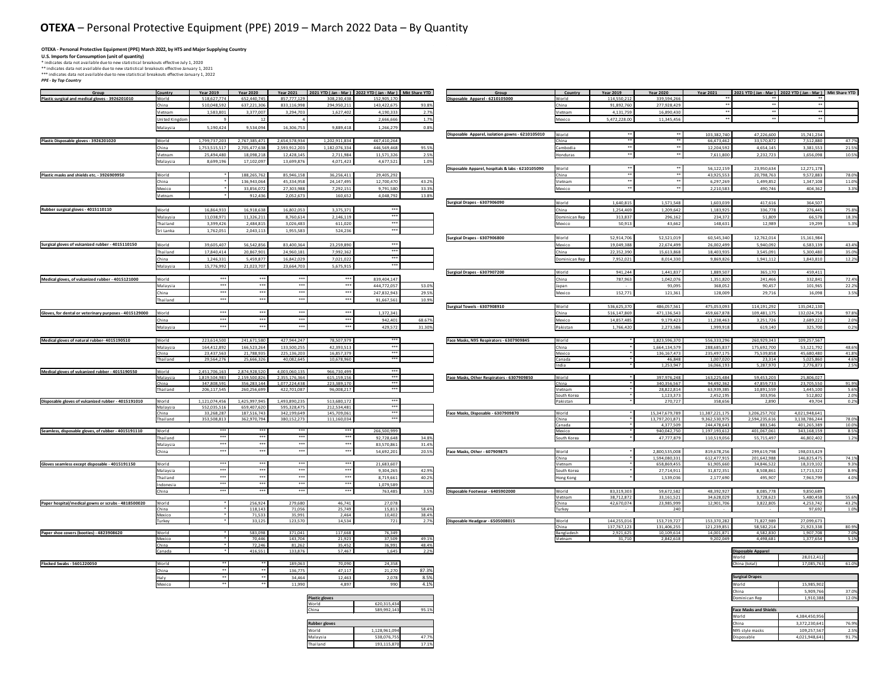# OTEXA – Personal Protective Equipment (PPE) 2019 – March 2022 Data – By Quantity

**OTEXA - Personal Protective Equipment (PPE) March 2022, by HTS and Major Supplying Country**

**U.S. Imports for Consumption (unit of quantity)**

* indicates data not available due to new statistical breakouts effective July 1, 2020

** indicates data not available due to new statistical breakouts effective January 1, 2021

*** indicates data not available due to new statistical breakouts effective January 1, 2022

***PPE - by Top Country***

| Group | Country | Year 2019 | Year 2020 | Year 2021 | 2021 YTD (Jan - Mar) | 2022 YTD (Jan - Mar) | Mkt Share YTD |
|---|---|---|---|---|---|---|---|
| Plastic surgical and medical gloves - 3926201010 | World | 518,627,774 | 652,440,745 | 857,777,129 | 308,230,438 | 152,905,170 | |
| | China | 510,048,592 | 637,221,306 | 833,116,998 | 294,950,211 | 143,422,675 | 93.8% |
| | Vietnam | 1,583,801 | 3,377,007 | 3,294,703 | 1,627,402 | 4,190,333 | 2.7% |
| | United Kingdom | 9 | 12 | 4 | - | 2,666,666 | 1.7% |
| | Malaysia | 5,190,424 | 9,534,094 | 16,306,753 | 9,889,418 | 1,266,279 | 0.8% |
| Plastic Disposable gloves - 3926201020 | World | 1,799,737,203 | 2,767,385,471 | 2,654,578,934 | 1,202,911,834 | 467,410,264 | |
| | China | 1,753,515,517 | 2,705,477,638 | 2,593,912,203 | 1,182,076,334 | 446,569,468 | 95.5% |
| | Vietnam | 25,494,480 | 18,098,218 | 12,428,145 | 2,711,984 | 11,571,326 | 2.5% |
| | Malaysia | 8,699,196 | 17,102,097 | 13,699,876 | 4,071,423 | 4,677,521 | 1.0% |
| Plastic masks and shields etc. - 3926909950 | World | * | 188,265,762 | 85,946,158 | 36,256,411 | 29,405,292 | |
| | China | * | 136,943,064 | 45,334,958 | 24,147,495 | 12,700,470 | 43.2% |
| | Mexico | * | 33,856,072 | 27,303,988 | 7,292,151 | 9,791,580 | 33.3% |
| | Vietnam | * | 912,436 | 2,052,673 | 160,652 | 4,048,792 | 13.8% |
| Rubber surgical gloves - 4015110110 | World | 16,864,933 | 16,918,638 | 16,802,053 | 3,375,371 | *** | |
| | Malaysia | 11,038,971 | 11,326,211 | 8,760,614 | 2,146,119 | *** | |
| | Thailand | 3,399,426 | 2,484,815 | 3,026,483 | 611,020 | *** | |
| | Sri Lanka | 1,762,051 | 2,043,113 | 1,955,583 | 524,236 | *** | |
| Surgical gloves of vulcanized rubber - 4015110150 | World | 39,605,407 | 56,542,856 | 83,400,364 | 23,259,890 | *** | |
| | Thailand | 17,840,414 | 20,867,901 | 24,960,181 | 7,992,362 | *** | |
| | China | 1,246,331 | 5,459,877 | 16,842,029 | 7,021,022 | *** | |
| | Malaysia | 15,776,992 | 21,023,707 | 23,664,703 | 5,675,915 | *** | |
| Medical gloves, of vulcanized rubber - 4015121000 | World | *** | *** | *** | *** | 839,404,147 | |
| | Malaysia | *** | *** | *** | *** | 444,772,057 | 53.0% |
| | China | *** | *** | *** | *** | 247,832,943 | 29.5% |
| | Thailand | *** | *** | *** | *** | 91,667,561 | 10.9% |
| Gloves, for dental or veterinary purposes - 4015129000 | World | *** | *** | *** | *** | 1,372,341 | |
| | China | *** | *** | *** | *** | 942,401 | 68.67% |
| | Malaysia | *** | *** | *** | *** | 429,572 | 31.30% |
| Medical gloves of natural rubber- 4015190510 | World | 223,614,500 | 241,671,580 | 427,944,247 | 78,507,979 | *** | |
| | Malaysia | 164,412,892 | 166,523,264 | 133,500,255 | 42,393,513 | *** | |
| | China | 23,437,563 | 21,788,935 | 225,136,203 | 16,857,379 | *** | |
| | Thailand | 29,564,276 | 25,666,326 | 40,082,645 | 10,678,960 | *** | |
| Medical gloves of vulcanized rubber - 4015190550 | World | 2,451,706,163 | 2,874,928,520 | 4,003,060,135 | 966,730,499 | *** | |
| | Malaysia | 1,819,504,983 | 2,159,500,826 | 2,355,176,364 | 615,159,156 | *** | |
| | China | 347,808,591 | 356,283,144 | 1,077,224,438 | 223,389,170 | *** | |
| | Thailand | 206,117,545 | 260,256,699 | 422,701,087 | 96,008,217 | *** | |
| Disposable gloves of vulcanized rubber - 4015191010 | World | 1,121,074,456 | 1,425,997,945 | 1,493,890,235 | 513,680,172 | *** | |
| | Malaysia | 552,035,516 | 659,407,620 | 595,328,475 | 212,534,481 | *** | |
| | China | 33,268,287 | 187,516,743 | 342,199,649 | 145,709,061 | *** | |
| | Thailand | 353,508,813 | 362,970,794 | 380,152,273 | 111,160,034 | *** | |
| Seamless, disposable gloves, of rubber - 4015191110 | World | *** | *** | *** | *** | 266,500,999 | |
| | Thailand | *** | *** | *** | *** | 92,728,648 | 34.8% |
| | Malaysia | *** | *** | *** | *** | 83,570,861 | 31.4% |
| | China | *** | *** | *** | *** | 54,692,201 | 20.5% |
| Gloves seamless except disposable - 4015191150 | World | *** | *** | *** | *** | 21,683,607 | |
| | Malaysia | *** | *** | *** | *** | 9,304,265 | 42.9% |
| | Thailand | *** | *** | *** | *** | 8,719,661 | 40.2% |
| | Indonesia | *** | *** | *** | *** | 1,079,589 | |
| | China | *** | *** | *** | *** | 763,485 | 3.5% |
| Paper hospital/medical gowns or scrubs - 4818500020 | World | * | 256,924 | 279,680 | 46,741 | 27,078 | |
| | China | * | 118,143 | 71,056 | 25,749 | 15,813 | 58.4% |
| | Mexico | * | 71,533 | 35,991 | 2,464 | 10,402 | 38.4% |
| | Turkey | * | 33,125 | 123,570 | 14,534 | 721 | 2.7% |
| Paper shoe covers (booties) - 4823908620 | World | * | 583,098 | 371,041 | 117,668 | 76,349 | |
| | Mexico | * | 70,446 | 143,704 | 21,923 | 37,509 | 49.1% |
| | China | * | 72,246 | 81,262 | 35,452 | 36,991 | 48.4% |
| | Canada | * | 416,551 | 133,876 | 57,467 | 1,645 | 2.2% |
| Flocked Swabs - 5601220050 | World | ** | ** | 189,063 | 70,090 | 24,358 | |
| | China | ** | ** | 136,775 | 47,117 | 21,270 | 87.3% |
| | Italy | ** | ** | 34,464 | 12,463 | 2,078 | 8.5% |
| | Mexico | ** | ** | 11,990 | 4,897 | 990 | 4.1% |

| Plastic gloves | | |
|---|---|---|
| World | 620,315,434 | |
| China | 589,992,143 | 95.1% |

| Rubber gloves | | |
|---|---|---|
| World | 1,128,961,094 | |
| Malaysia | 538,076,755 | 47.7% |
| Thailand | 193,115,870 | 17.1% |

| Group | Country | Year 2019 | Year 2020 | Year 2021 | 2021 YTD (Jan - Mar) | 2022 YTD (Jan - Mar) | Mkt Share YTD |
|---|---|---|---|---|---|---|---|
| Disposable Apparel - 6210105000 | World | 114,550,212 | 339,594,266 | ** | ** | ** | |
| | China | 91,892,760 | 277,928,429 | ** | ** | ** | |
| | Vietnam | 4,131,759 | 16,890,430 | ** | ** | ** | |
| | Mexico | 5,472,228.00 | 11,345,456 | ** | ** | ** | |
| Disposable Apparel, isolation gowns - 6210105010 | World | ** | ** | 103,382,740 | 47,226,600 | 15,741,234 | |
| | China | ** | ** | 66,473,462 | 33,570,873 | 7,512,880 | 47.7% |
| | Cambodia | ** | ** | 12,204,592 | 4,654,145 | 3,381,553 | 21.5% |
| | Honduras | ** | ** | 7,611,800 | 2,232,723 | 1,656,098 | 10.5% |
| Disposable Apparel, hospitals & labs - 6210105090 | World | ** | ** | 56,122,159 | 23,950,634 | 12,271,178 | |
| | China | ** | ** | 43,925,553 | 20,798,763 | 9,572,883 | 78.0% |
| | Vietnam | ** | ** | 6,297,269 | 1,499,852 | 1,347,108 | 11.0% |
| | Mexico | ** | ** | 2,210,583 | 490,746 | 404,362 | 3.3% |
| Surgical Drapes - 6307906090 | World | 1,640,815 | 1,571,548 | 1,603,039 | 417,616 | 364,507 | |
| | China | 1,254,469 | 1,209,642 | 1,183,925 | 336,778 | 276,445 | 75.8% |
| | Dominican Rep | 313,837 | 296,162 | 234,372 | 51,809 | 66,578 | 18.3% |
| | Mexico | 50,913 | 43,662 | 148,631 | 12,989 | 19,299 | 5.3% |
| Surgical Drapes - 6307906800 | World | 52,914,706 | 52,521,019 | 60,545,340 | 12,762,014 | 15,161,984 | |
| | Mexico | 19,049,388 | 22,674,499 | 26,002,499 | 5,940,092 | 6,583,139 | 43.4% |
| | China | 22,352,390 | 15,613,868 | 18,403,935 | 3,545,091 | 5,300,480 | 35.0% |
| | Dominican Rep | 7,952,021 | 8,014,330 | 9,869,826 | 1,941,112 | 1,843,810 | 12.2% |
| Surgical Drapes - 6307907200 | World | 941,244 | 1,441,837 | 1,889,507 | 365,170 | 459,411 | |
| | China | 787,963 | 1,042,076 | 1,351,820 | 241,466 | 332,841 | 72.4% |
| | Japan | - | 93,095 | 368,052 | 90,457 | 101,965 | 22.2% |
| | Mexico | 152,771 | 121,361 | 128,009 | 29,716 | 16,098 | 3.5% |
| Surgical Towels - 6307908910 | World | 536,625,370 | 486,057,561 | 475,053,093 | 114,191,292 | 135,042,130 | |
| | China | 516,147,869 | 471,136,543 | 459,667,878 | 109,481,175 | 132,024,758 | 97.8% |
| | Mexico | 14,857,485 | 9,179,423 | 11,238,463 | 3,251,726 | 2,689,222 | 2.0% |
| | Pakistan | 1,766,420 | 2,273,586 | 1,999,918 | 619,140 | 325,700 | 0.2% |
| Face Masks, N95 Respirators - 6307909845 | World | * | 1,823,596,370 | 556,333,296 | 260,929,343 | 109,257,567 | |
| | China | * | 1,664,334,579 | 288,685,837 | 175,692,700 | 53,121,792 | 48.6% |
| | Mexico | * | 136,167,473 | 235,497,175 | 75,539,858 | 45,680,480 | 41.8% |
| | Canada | * | 46,848 | 1,007,020 | 23,314 | 5,025,860 | 4.6% |
| | India | * | 1,253,947 | 16,066,193 | 5,297,870 | 2,776,873 | 2.5% |
| Face Masks, Other Respirators - 6307909850 | World | * | 397,976,248 | 163,225,484 | 59,453,203 | 25,806,027 | |
| | China | * | 340,356,567 | 94,492,362 | 47,859,733 | 23,705,550 | 91.9% |
| | Vietnam | * | 28,822,814 | 63,939,385 | 10,891,559 | 1,445,100 | 5.6% |
| | South Korea | * | 1,123,373 | 2,452,195 | 303,956 | 512,802 | 2.0% |
| | Pakistan | * | 270,727 | 358,656 | 2,890 | 49,704 | 0.2% |
| Face Masks, Disposable - 6307909870 | World | * | 15,347,679,789 | 11,387,221,175 | 3,206,257,702 | 4,021,948,641 | |
| | China | * | 13,797,201,871 | 9,362,530,975 | 2,594,235,616 | 3,138,786,244 | 78.0% |
| | Canada | * | 4,377,509 | 244,478,643 | 883,546 | 401,265,389 | 10.0% |
| | Mexico | * | 940,042,750 | 1,197,193,612 | 401,067,061 | 343,168,159 | 8.5% |
| | South Korea | * | 47,777,879 | 110,519,056 | 55,715,497 | 46,802,402 | 1.2% |
| Face Masks, Other - 607909875 | World | * | 2,800,535,008 | 819,678,256 | 299,619,798 | 198,033,429 | |
| | China | * | 1,594,080,331 | 612,477,915 | 201,642,988 | 146,825,475 | 74.1% |
| | Vietnam | * | 658,869,455 | 61,905,660 | 34,846,522 | 18,319,102 | 9.3% |
| | South Korea | * | 27,714,911 | 31,872,351 | 8,508,861 | 17,713,322 | 8.9% |
| | Hong Kong | * | 1,539,036 | 2,177,690 | 495,907 | 7,963,799 | 4.0% |
| Disposable Footwear - 6405902000 | World | 83,319,303 | 59,672,582 | 48,392,927 | 8,085,778 | 9,850,689 | |
| | Vietnam | 38,712,872 | 33,161,521 | 34,628,029 | 3,728,623 | 5,480,458 | 55.6% |
| | China | 42,670,074 | 23,985,999 | 12,901,706 | 3,822,805 | 4,253,742 | 43.2% |
| | Turkey | - | 240 | - | - | 97,692 | 1.0% |
| Disposable Headgear - 6505008015 | World | 144,255,016 | 153,719,727 | 153,370,282 | 71,827,989 | 27,099,673 | |
| | China | 137,767,123 | 131,406,255 | 121,239,851 | 58,582,214 | 21,923,338 | 80.9% |
| | Bangladesh | 2,921,625 | 10,109,614 | 14,001,871 | 4,582,830 | 1,907,708 | 7.0% |
| | Vietnam | 31,710 | 2,842,618 | 9,202,049 | 4,498,681 | 1,377,654 | 5.1% |

| Disposable Apparel | | |
|---|---|---|
| World | 28,012,412 | |
| China (total) | 17,085,763 | 61.0% |

| Surgical Drapes | | |
|---|---|---|
| World | 15,985,902 | |
| China | 5,909,766 | 37.0% |
| Dominican Rep | 1,910,388 | 12.0% |

| Face Masks and Shields | | |
|---|---|---|
| World | 4,384,450,956 | |
| China | 3,372,230,641 | 76.9% |
| N95 style masks | 109,257,567 | 2.5% |
| Disposable | 4,021,948,641 | 91.7% |